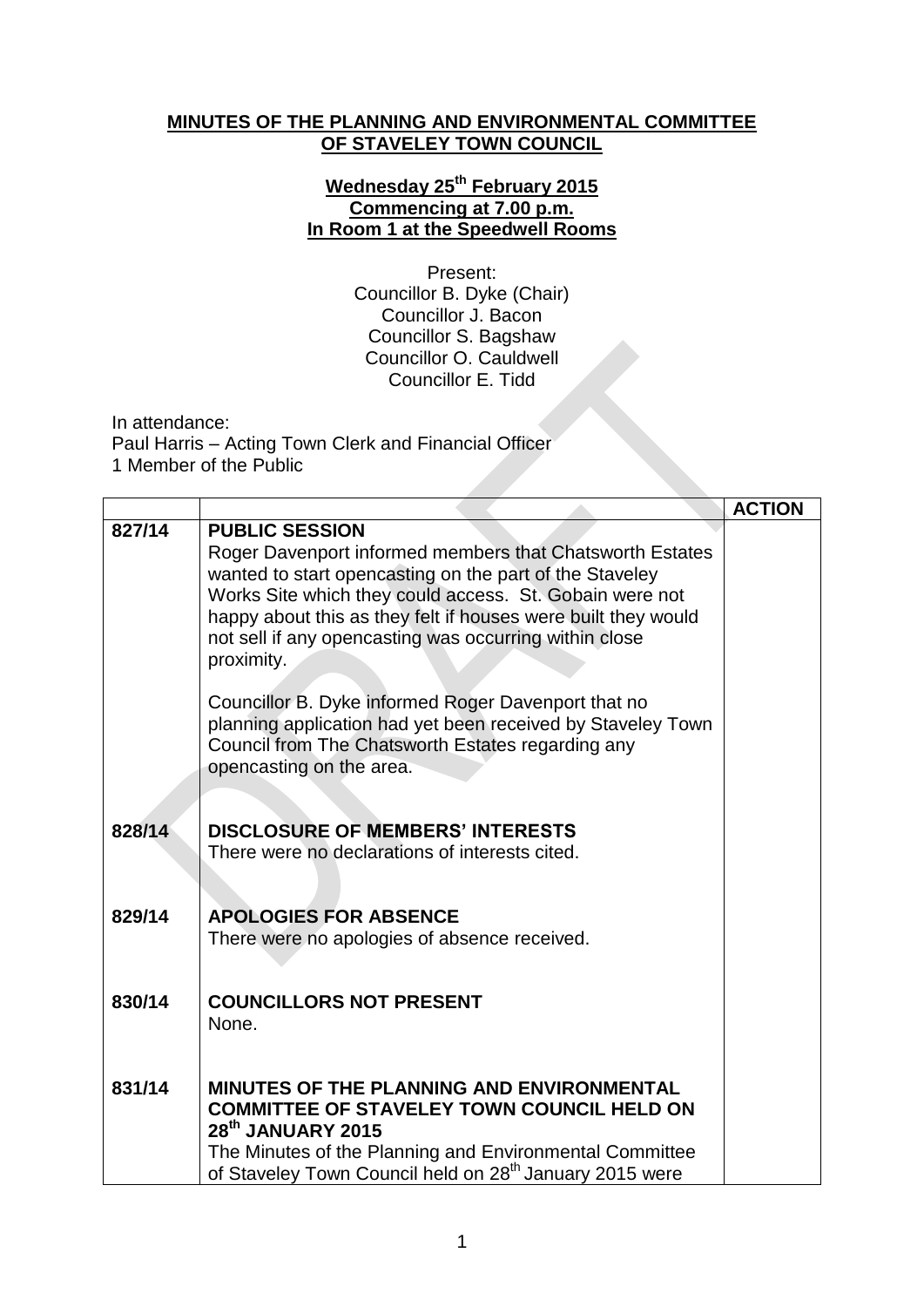**MINUTES OF THE PLANNING AND ENVIRONMENTAL COMMITTEE OF STAVELEY TOWN COUNCIL**

**Wednesday 25th February 2015**
**Commencing at 7.00 p.m.**
**In Room 1 at the Speedwell Rooms**

Present:
Councillor B. Dyke (Chair)
Councillor J. Bacon
Councillor S. Bagshaw
Councillor O. Cauldwell
Councillor E. Tidd

In attendance:
Paul Harris – Acting Town Clerk and Financial Officer
1 Member of the Public

| | | ACTION |
|---|---|---|
| 827/14 | **PUBLIC SESSION**<br>Roger Davenport informed members that Chatsworth Estates wanted to start opencasting on the part of the Staveley Works Site which they could access. St. Gobain were not happy about this as they felt if houses were built they would not sell if any opencasting was occurring within close proximity.<br><br>Councillor B. Dyke informed Roger Davenport that no planning application had yet been received by Staveley Town Council from The Chatsworth Estates regarding any opencasting on the area. | |
| 828/14 | **DISCLOSURE OF MEMBERS' INTERESTS**<br>There were no declarations of interests cited. | |
| 829/14 | **APOLOGIES FOR ABSENCE**<br>There were no apologies of absence received. | |
| 830/14 | **COUNCILLORS NOT PRESENT**<br>None. | |
| 831/14 | **MINUTES OF THE PLANNING AND ENVIRONMENTAL COMMITTEE OF STAVELEY TOWN COUNCIL HELD ON 28th JANUARY 2015**<br>The Minutes of the Planning and Environmental Committee of Staveley Town Council held on 28th January 2015 were | |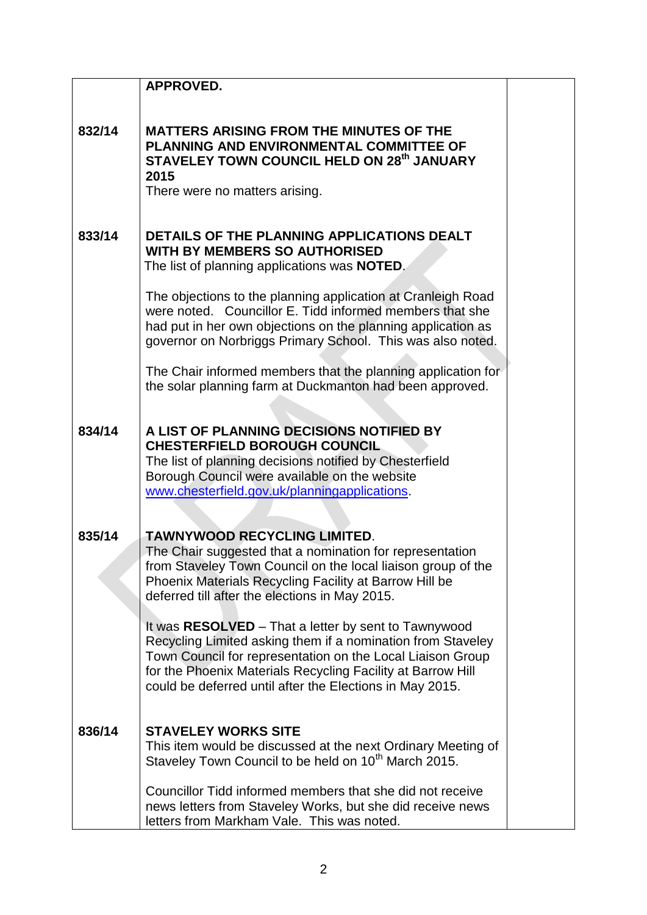| | | |
|---|---|---|
| | **APPROVED.** | |
| 832/14 | **MATTERS ARISING FROM THE MINUTES OF THE PLANNING AND ENVIRONMENTAL COMMITTEE OF STAVELEY TOWN COUNCIL HELD ON 28th JANUARY 2015**<br>There were no matters arising. | |
| 833/14 | **DETAILS OF THE PLANNING APPLICATIONS DEALT WITH BY MEMBERS SO AUTHORISED**<br>The list of planning applications was **NOTED**.<br><br>The objections to the planning application at Cranleigh Road were noted. Councillor E. Tidd informed members that she had put in her own objections on the planning application as governor on Norbriggs Primary School. This was also noted.<br><br>The Chair informed members that the planning application for the solar planning farm at Duckmanton had been approved. | |
| 834/14 | **A LIST OF PLANNING DECISIONS NOTIFIED BY CHESTERFIELD BOROUGH COUNCIL**<br>The list of planning decisions notified by Chesterfield Borough Council were available on the website www.chesterfield.gov.uk/planningapplications. | |
| 835/14 | **TAWNYWOOD RECYCLING LIMITED**.<br>The Chair suggested that a nomination for representation from Staveley Town Council on the local liaison group of the Phoenix Materials Recycling Facility at Barrow Hill be deferred till after the elections in May 2015.<br><br>It was **RESOLVED** – That a letter by sent to Tawnywood Recycling Limited asking them if a nomination from Staveley Town Council for representation on the Local Liaison Group for the Phoenix Materials Recycling Facility at Barrow Hill could be deferred until after the Elections in May 2015. | |
| 836/14 | **STAVELEY WORKS SITE**<br>This item would be discussed at the next Ordinary Meeting of Staveley Town Council to be held on 10th March 2015.<br><br>Councillor Tidd informed members that she did not receive news letters from Staveley Works, but she did receive news letters from Markham Vale. This was noted. | |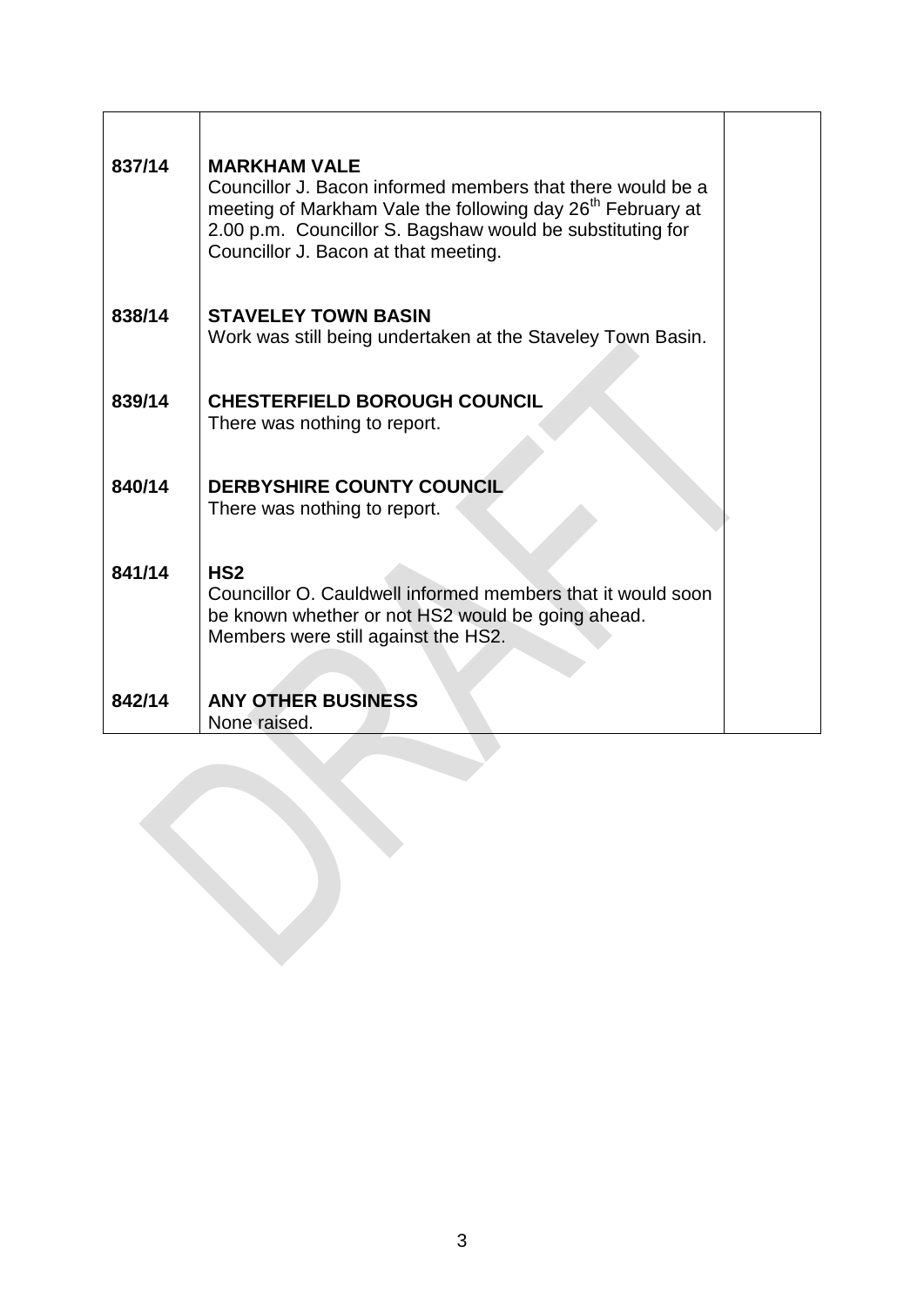| | | |
|---|---|---|
| **837/14** | **MARKHAM VALE**<br>Councillor J. Bacon informed members that there would be a meeting of Markham Vale the following day 26th February at 2.00 p.m. Councillor S. Bagshaw would be substituting for Councillor J. Bacon at that meeting. | |
| **838/14** | **STAVELEY TOWN BASIN**<br>Work was still being undertaken at the Staveley Town Basin. | |
| **839/14** | **CHESTERFIELD BOROUGH COUNCIL**<br>There was nothing to report. | |
| **840/14** | **DERBYSHIRE COUNTY COUNCIL**<br>There was nothing to report. | |
| **841/14** | **HS2**<br>Councillor O. Cauldwell informed members that it would soon be known whether or not HS2 would be going ahead. Members were still against the HS2. | |
| **842/14** | **ANY OTHER BUSINESS**<br>None raised. | |

DRAFT